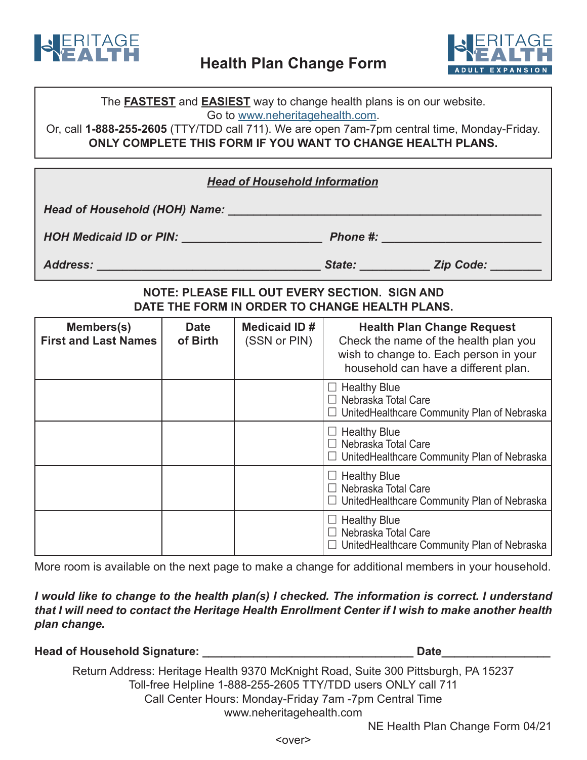HERITAGE HEALTH

# Health Plan Change Form

HERITAGE HEALTH ADULT EXPANSION

The **FASTEST** and **EASIEST** way to change health plans is on our website.
Go to www.neheritagehealth.com.
Or, call **1-888-255-2605** (TTY/TDD call 711). We are open 7am-7pm central time, Monday-Friday.
**ONLY COMPLETE THIS FORM IF YOU WANT TO CHANGE HEALTH PLANS.**

***Head of Household Information***

***Head of Household (HOH) Name:*** ______________________________________________

***HOH Medicaid ID or PIN:*** ____________________ ***Phone #:*** _______________________

***Address:*** _________________________________ ***State:*** __________ ***Zip Code:*** ________

**NOTE: PLEASE FILL OUT EVERY SECTION. SIGN AND DATE THE FORM IN ORDER TO CHANGE HEALTH PLANS.**

| **Members(s) First and Last Names** | **Date of Birth** | **Medicaid ID #** (SSN or PIN) | **Health Plan Change Request** Check the name of the health plan you wish to change to. Each person in your household can have a different plan. |
|---|---|---|---|
| | | | ☐ Healthy Blue<br>☐ Nebraska Total Care<br>☐ UnitedHealthcare Community Plan of Nebraska |
| | | | ☐ Healthy Blue<br>☐ Nebraska Total Care<br>☐ UnitedHealthcare Community Plan of Nebraska |
| | | | ☐ Healthy Blue<br>☐ Nebraska Total Care<br>☐ UnitedHealthcare Community Plan of Nebraska |
| | | | ☐ Healthy Blue<br>☐ Nebraska Total Care<br>☐ UnitedHealthcare Community Plan of Nebraska |

More room is available on the next page to make a change for additional members in your household.

***I would like to change to the health plan(s) I checked. The information is correct. I understand that I will need to contact the Heritage Health Enrollment Center if I wish to make another health plan change.***

**Head of Household Signature:** _______________________________ **Date**________________

Return Address: Heritage Health 9370 McKnight Road, Suite 300 Pittsburgh, PA 15237
Toll-free Helpline 1-888-255-2605 TTY/TDD users ONLY call 711
Call Center Hours: Monday-Friday 7am -7pm Central Time
www.neheritagehealth.com

NE Health Plan Change Form 04/21

<over>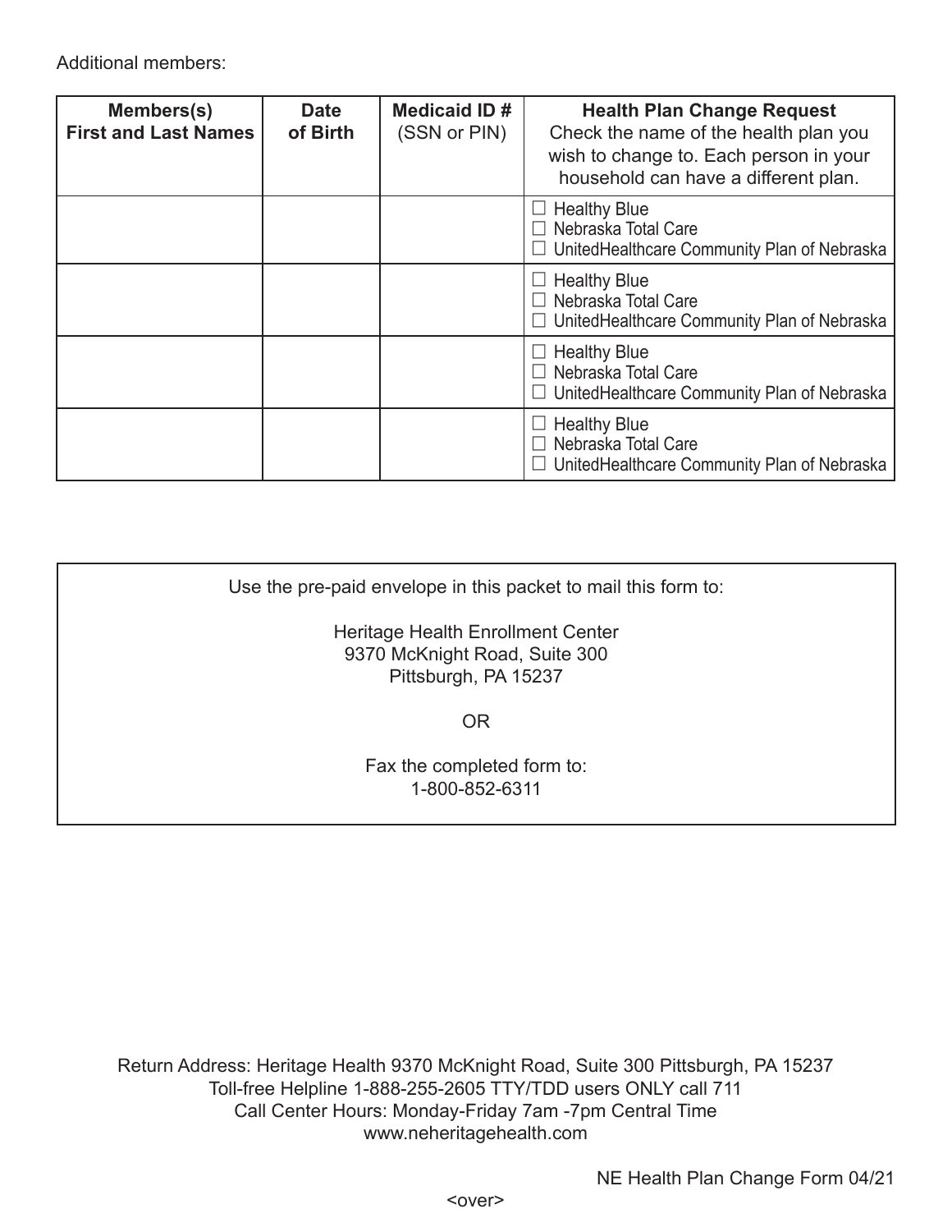Additional members:

| **Members(s) First and Last Names** | **Date of Birth** | **Medicaid ID #** (SSN or PIN) | **Health Plan Change Request** Check the name of the health plan you wish to change to. Each person in your household can have a different plan. |
|---|---|---|---|
| | | | ☐ Healthy Blue<br>☐ Nebraska Total Care<br>☐ UnitedHealthcare Community Plan of Nebraska |
| | | | ☐ Healthy Blue<br>☐ Nebraska Total Care<br>☐ UnitedHealthcare Community Plan of Nebraska |
| | | | ☐ Healthy Blue<br>☐ Nebraska Total Care<br>☐ UnitedHealthcare Community Plan of Nebraska |
| | | | ☐ Healthy Blue<br>☐ Nebraska Total Care<br>☐ UnitedHealthcare Community Plan of Nebraska |

Use the pre-paid envelope in this packet to mail this form to:

Heritage Health Enrollment Center
9370 McKnight Road, Suite 300
Pittsburgh, PA 15237

OR

Fax the completed form to:
1-800-852-6311

Return Address: Heritage Health 9370 McKnight Road, Suite 300 Pittsburgh, PA 15237
Toll-free Helpline 1-888-255-2605 TTY/TDD users ONLY call 711
Call Center Hours: Monday-Friday 7am -7pm Central Time
www.neheritagehealth.com

NE Health Plan Change Form 04/21

<over>